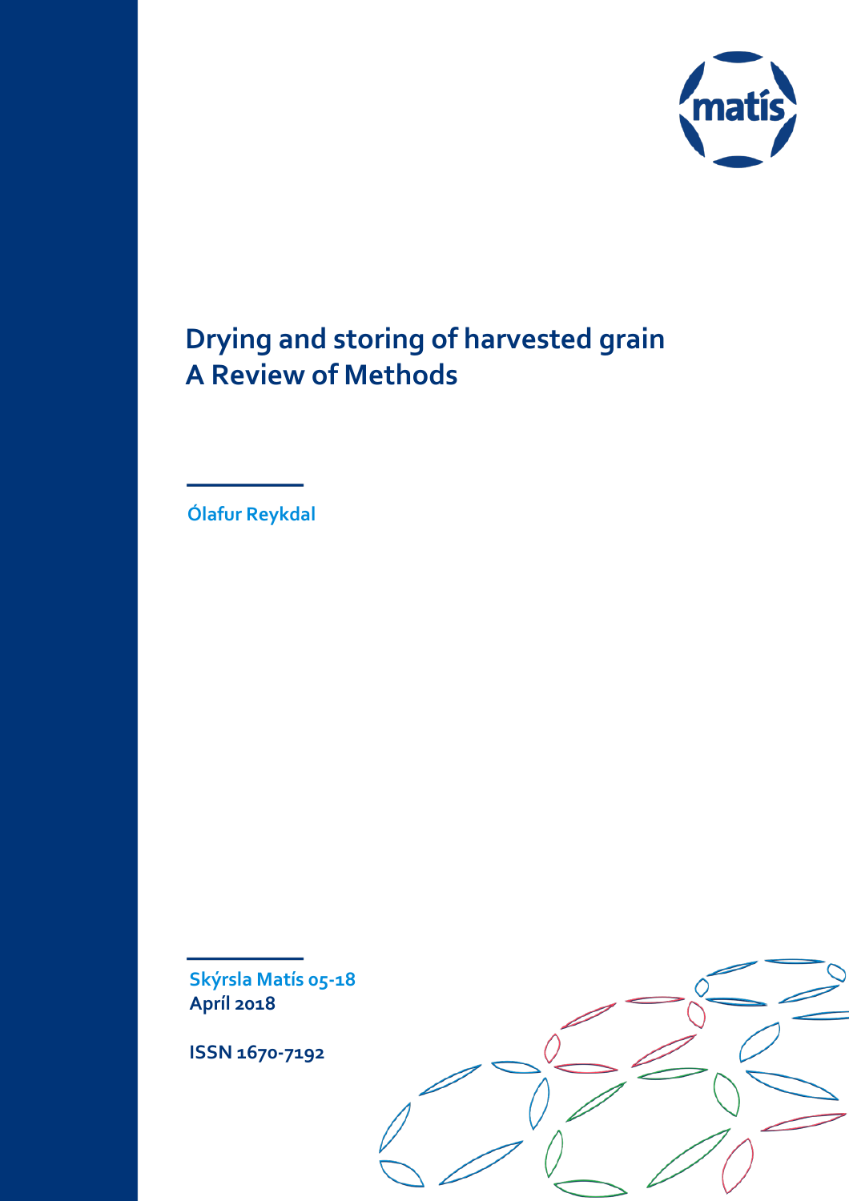# Drying and storing of harvested grain
# A Review of Methods

Ólafur Reykdal

Skýrsla Matís 05-18
April 2018

ISSN 1670-7192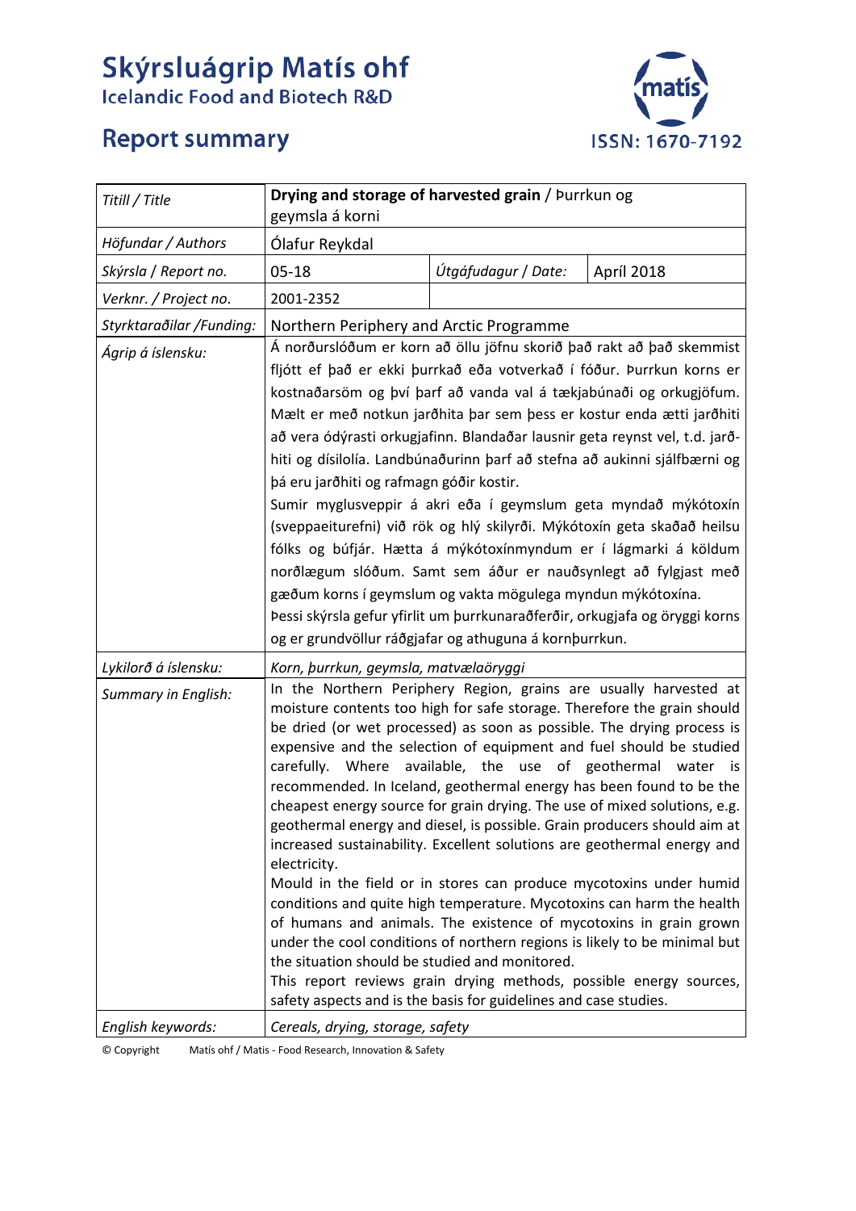# Skýrsluágrip Matís ohf
Icelandic Food and Biotech R&D

## Report summary

ISSN: 1670-7192

| Titill / Title | **Drying and storage of harvested grain** / Þurrkun og geymsla á korni | | |
|---|---|---|---|
| Höfundar / Authors | Ólafur Reykdal | | |
| Skýrsla / Report no. | 05-18 | Útgáfudagur / Date: | Apríl 2018 |
| Verknr. / Project no. | 2001-2352 | | |
| Styrktaraðilar /Funding: | Northern Periphery and Arctic Programme | | |
| Ágrip á íslensku: | Á norðurslóðum er korn að öllu jöfnu skorið það rakt að það skemmist fljótt ef það er ekki þurrkað eða votverkað í fóður. Þurrkun korns er kostnaðarsöm og því þarf að vanda val á tækjabúnaði og orkugjöfum. Mælt er með notkun jarðhita þar sem þess er kostur enda ætti jarðhiti að vera ódýrasti orkugjafinn. Blandaðar lausnir geta reynst vel, t.d. jarðhiti og dísilolía. Landbúnaðurinn þarf að stefna að aukinni sjálfbærni og þá eru jarðhiti og rafmagn góðir kostir. Sumir myglusveppir á akri eða í geymslum geta myndað mýkótoxín (sveppaeiturefni) við rök og hlý skilyrði. Mýkótoxín geta skaðað heilsu fólks og búfjár. Hætta á mýkótoxínmyndum er í lágmarki á köldum norðlægum slóðum. Samt sem áður er nauðsynlegt að fylgjast með gæðum korns í geymslum og vakta mögulega myndun mýkótoxína. Þessi skýrsla gefur yfirlit um þurrkunaraðferðir, orkugjafa og öryggi korns og er grundvöllur ráðgjafar og athuguna á kornþurrkun. | | |
| Lykilorð á íslensku: | *Korn, þurrkun, geymsla, matvælaöryggi* | | |
| Summary in English: | In the Northern Periphery Region, grains are usually harvested at moisture contents too high for safe storage. Therefore the grain should be dried (or wet processed) as soon as possible. The drying process is expensive and the selection of equipment and fuel should be studied carefully. Where available, the use of geothermal water is recommended. In Iceland, geothermal energy has been found to be the cheapest energy source for grain drying. The use of mixed solutions, e.g. geothermal energy and diesel, is possible. Grain producers should aim at increased sustainability. Excellent solutions are geothermal energy and electricity. Mould in the field or in stores can produce mycotoxins under humid conditions and quite high temperature. Mycotoxins can harm the health of humans and animals. The existence of mycotoxins in grain grown under the cool conditions of northern regions is likely to be minimal but the situation should be studied and monitored. This report reviews grain drying methods, possible energy sources, safety aspects and is the basis for guidelines and case studies. | | |
| English keywords: | *Cereals, drying, storage, safety* | | |

© Copyright Matís ohf / Matis - Food Research, Innovation & Safety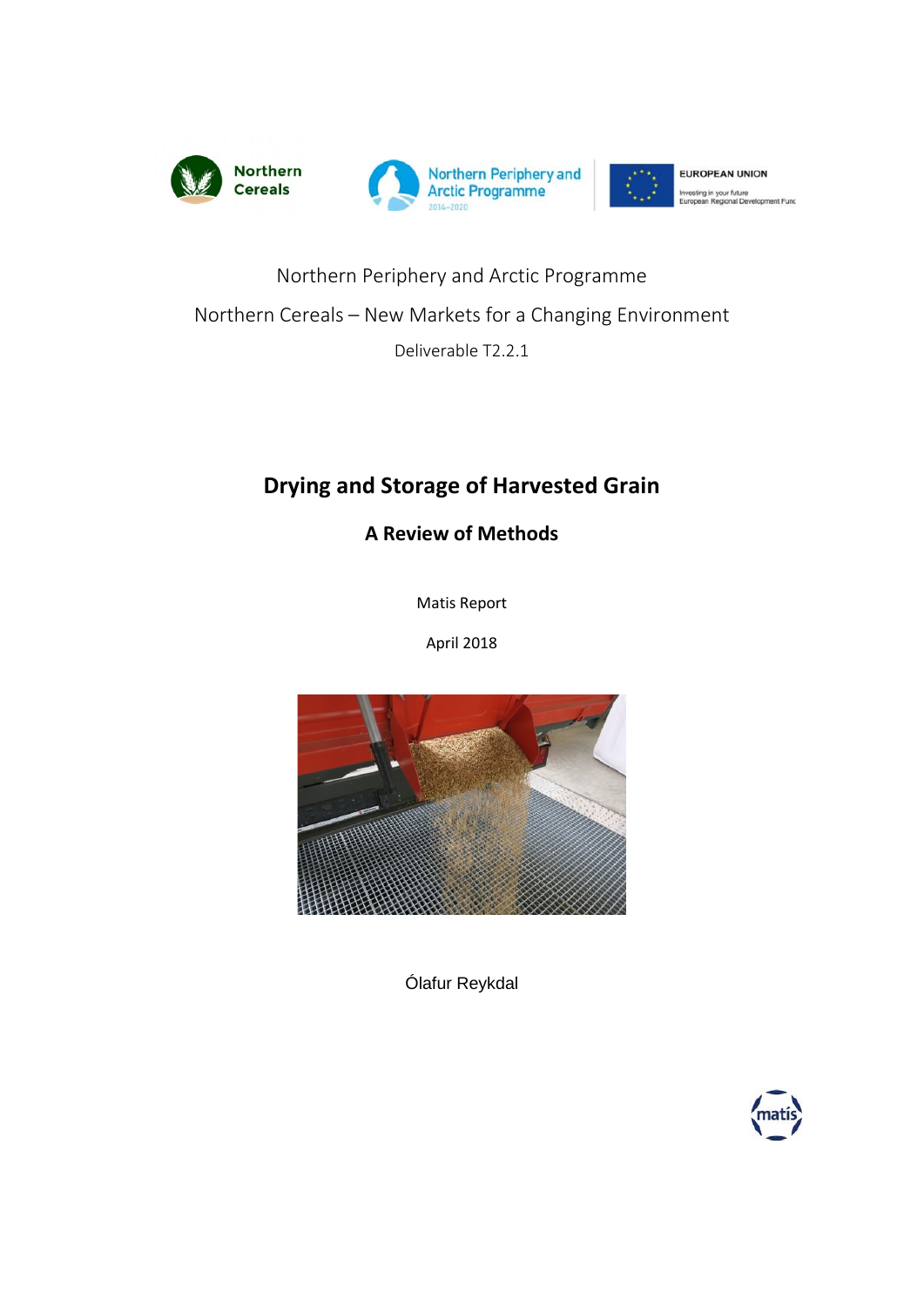Northern Periphery and Arctic Programme

Northern Cereals – New Markets for a Changing Environment

Deliverable T2.2.1

# Drying and Storage of Harvested Grain

## A Review of Methods

Matis Report

April 2018

Ólafur Reykdal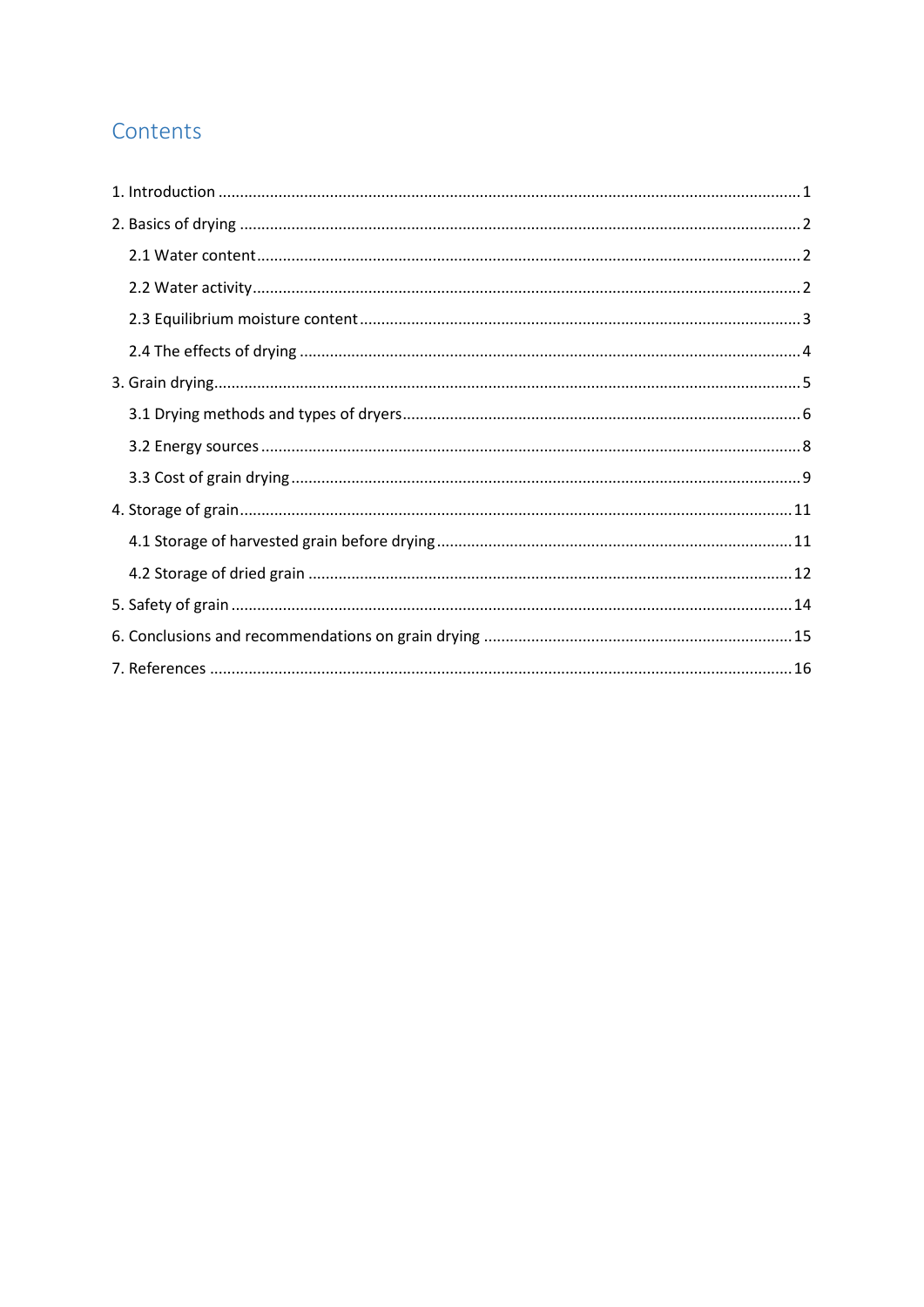# Contents

1. Introduction ........................................................................................................................................ 1

2. Basics of drying ................................................................................................................................... 2

   2.1 Water content ................................................................................................................................ 2

   2.2 Water activity ................................................................................................................................ 2

   2.3 Equilibrium moisture content ....................................................................................................... 3

   2.4 The effects of drying ..................................................................................................................... 4

3. Grain drying ........................................................................................................................................ 5

   3.1 Drying methods and types of dryers ............................................................................................ 6

   3.2 Energy sources .............................................................................................................................. 8

   3.3 Cost of grain drying ...................................................................................................................... 9

4. Storage of grain ................................................................................................................................. 11

   4.1 Storage of harvested grain before drying ................................................................................... 11

   4.2 Storage of dried grain ................................................................................................................. 12

5. Safety of grain ................................................................................................................................... 14

6. Conclusions and recommendations on grain drying ......................................................................... 15

7. References ......................................................................................................................................... 16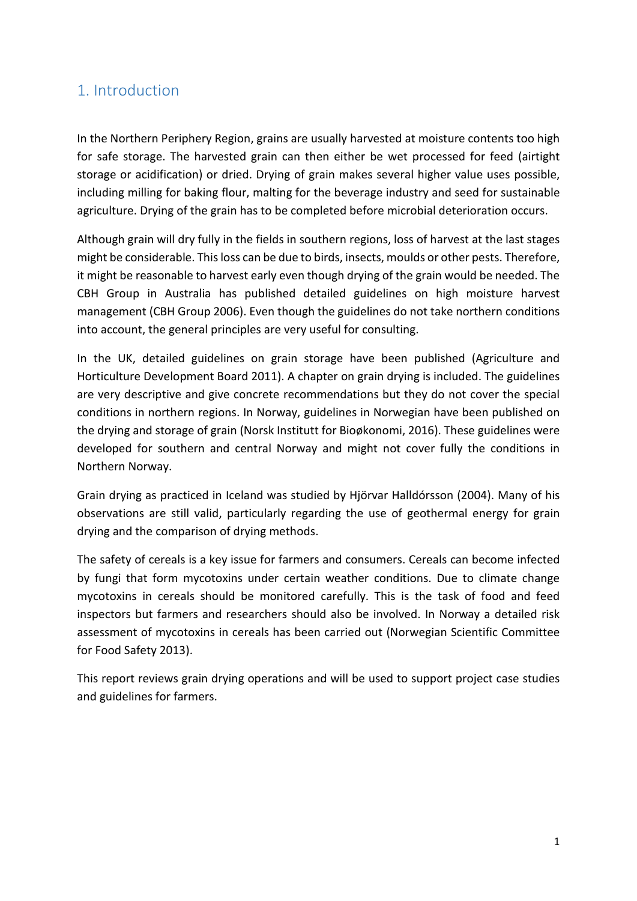# 1. Introduction

In the Northern Periphery Region, grains are usually harvested at moisture contents too high for safe storage. The harvested grain can then either be wet processed for feed (airtight storage or acidification) or dried. Drying of grain makes several higher value uses possible, including milling for baking flour, malting for the beverage industry and seed for sustainable agriculture. Drying of the grain has to be completed before microbial deterioration occurs.

Although grain will dry fully in the fields in southern regions, loss of harvest at the last stages might be considerable. This loss can be due to birds, insects, moulds or other pests. Therefore, it might be reasonable to harvest early even though drying of the grain would be needed. The CBH Group in Australia has published detailed guidelines on high moisture harvest management (CBH Group 2006). Even though the guidelines do not take northern conditions into account, the general principles are very useful for consulting.

In the UK, detailed guidelines on grain storage have been published (Agriculture and Horticulture Development Board 2011). A chapter on grain drying is included. The guidelines are very descriptive and give concrete recommendations but they do not cover the special conditions in northern regions. In Norway, guidelines in Norwegian have been published on the drying and storage of grain (Norsk Institutt for Bioøkonomi, 2016). These guidelines were developed for southern and central Norway and might not cover fully the conditions in Northern Norway.

Grain drying as practiced in Iceland was studied by Hjörvar Halldórsson (2004). Many of his observations are still valid, particularly regarding the use of geothermal energy for grain drying and the comparison of drying methods.

The safety of cereals is a key issue for farmers and consumers. Cereals can become infected by fungi that form mycotoxins under certain weather conditions. Due to climate change mycotoxins in cereals should be monitored carefully. This is the task of food and feed inspectors but farmers and researchers should also be involved. In Norway a detailed risk assessment of mycotoxins in cereals has been carried out (Norwegian Scientific Committee for Food Safety 2013).

This report reviews grain drying operations and will be used to support project case studies and guidelines for farmers.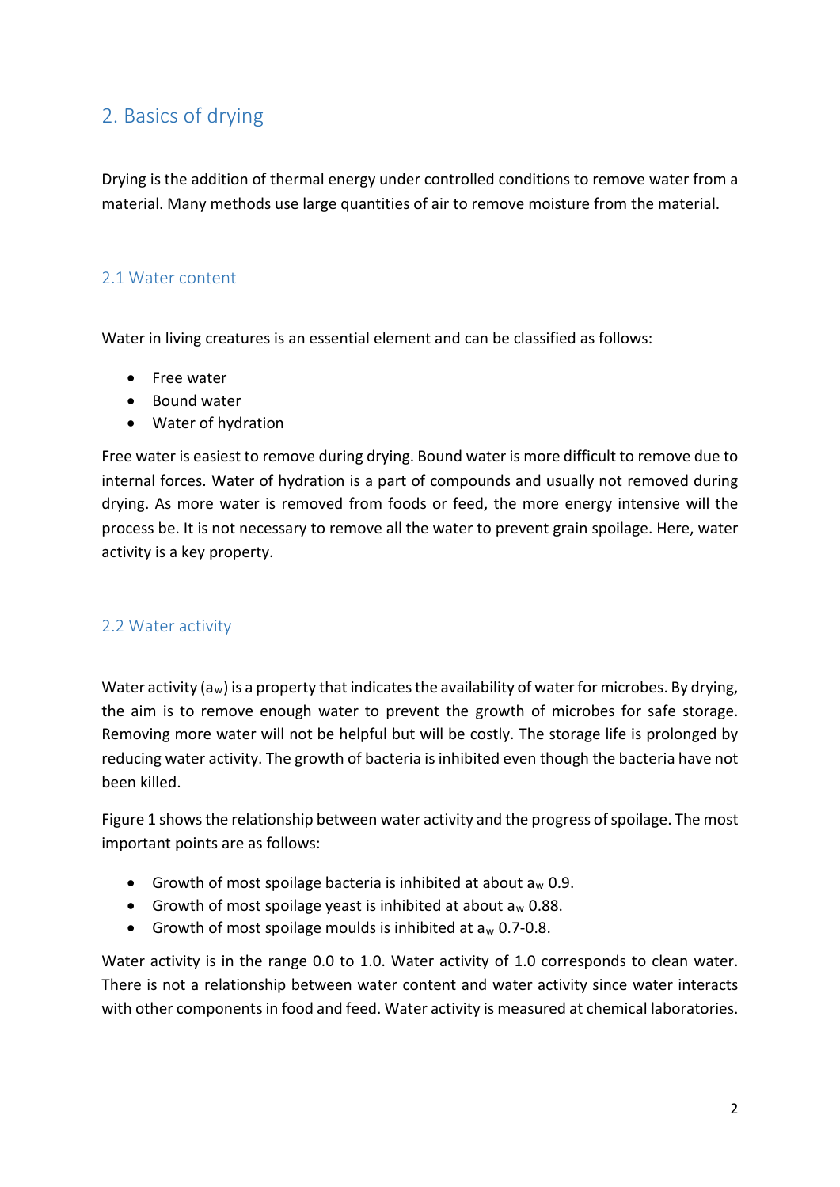## 2. Basics of drying

Drying is the addition of thermal energy under controlled conditions to remove water from a material. Many methods use large quantities of air to remove moisture from the material.

### 2.1 Water content

Water in living creatures is an essential element and can be classified as follows:

- Free water
- Bound water
- Water of hydration

Free water is easiest to remove during drying. Bound water is more difficult to remove due to internal forces. Water of hydration is a part of compounds and usually not removed during drying. As more water is removed from foods or feed, the more energy intensive will the process be. It is not necessary to remove all the water to prevent grain spoilage. Here, water activity is a key property.

### 2.2 Water activity

Water activity ($a_w$) is a property that indicates the availability of water for microbes. By drying, the aim is to remove enough water to prevent the growth of microbes for safe storage. Removing more water will not be helpful but will be costly. The storage life is prolonged by reducing water activity. The growth of bacteria is inhibited even though the bacteria have not been killed.

Figure 1 shows the relationship between water activity and the progress of spoilage. The most important points are as follows:

- Growth of most spoilage bacteria is inhibited at about $a_w$ 0.9.
- Growth of most spoilage yeast is inhibited at about $a_w$ 0.88.
- Growth of most spoilage moulds is inhibited at $a_w$ 0.7-0.8.

Water activity is in the range 0.0 to 1.0. Water activity of 1.0 corresponds to clean water. There is not a relationship between water content and water activity since water interacts with other components in food and feed. Water activity is measured at chemical laboratories.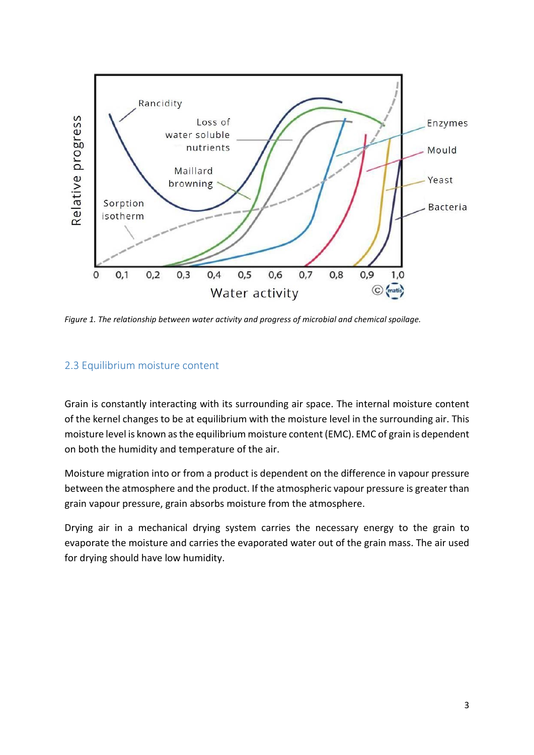*Figure 1. The relationship between water activity and progress of microbial and chemical spoilage.*

### 2.3 Equilibrium moisture content

Grain is constantly interacting with its surrounding air space. The internal moisture content of the kernel changes to be at equilibrium with the moisture level in the surrounding air. This moisture level is known as the equilibrium moisture content (EMC). EMC of grain is dependent on both the humidity and temperature of the air.

Moisture migration into or from a product is dependent on the difference in vapour pressure between the atmosphere and the product. If the atmospheric vapour pressure is greater than grain vapour pressure, grain absorbs moisture from the atmosphere.

Drying air in a mechanical drying system carries the necessary energy to the grain to evaporate the moisture and carries the evaporated water out of the grain mass. The air used for drying should have low humidity.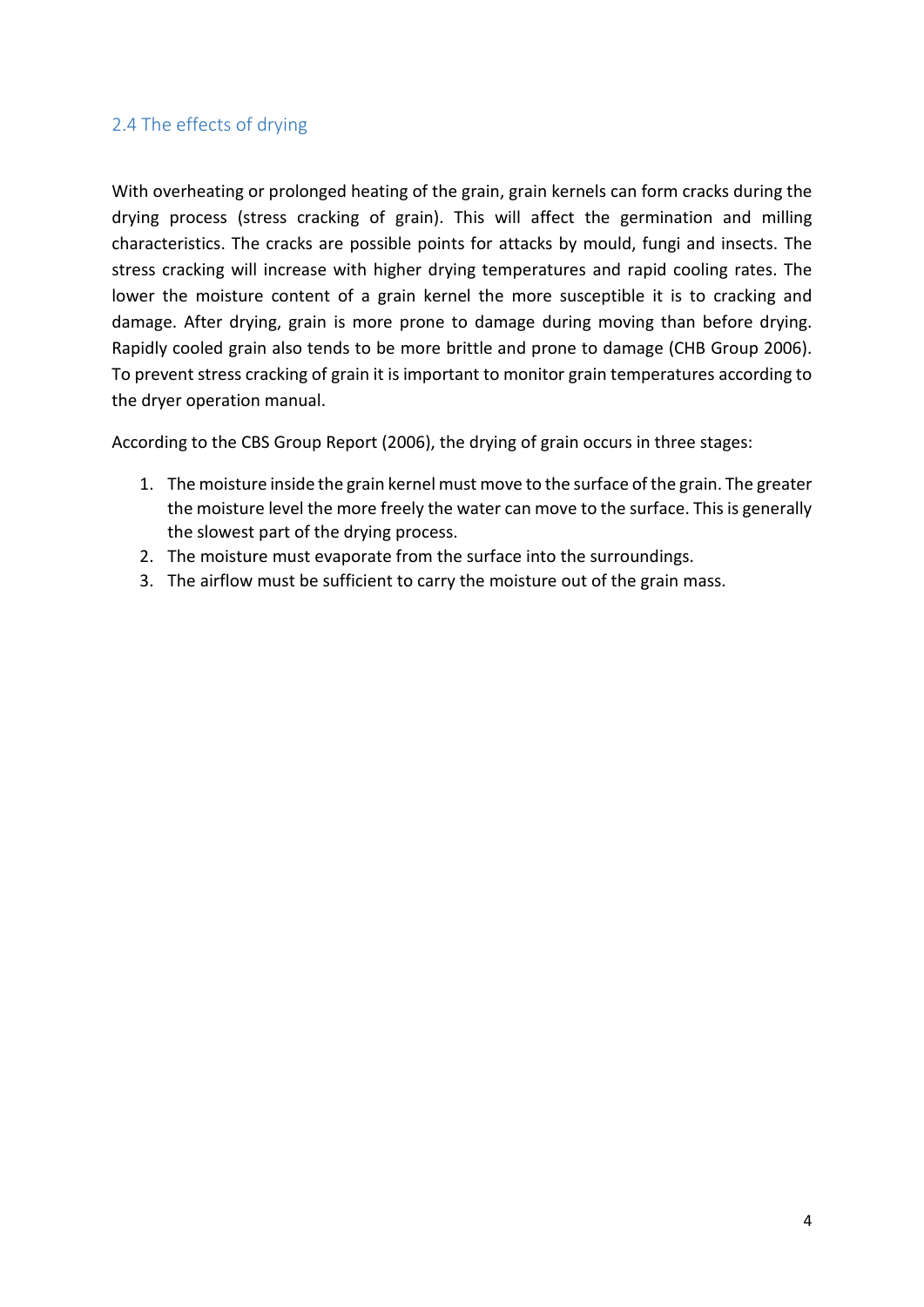## 2.4 The effects of drying

With overheating or prolonged heating of the grain, grain kernels can form cracks during the drying process (stress cracking of grain). This will affect the germination and milling characteristics. The cracks are possible points for attacks by mould, fungi and insects. The stress cracking will increase with higher drying temperatures and rapid cooling rates. The lower the moisture content of a grain kernel the more susceptible it is to cracking and damage. After drying, grain is more prone to damage during moving than before drying. Rapidly cooled grain also tends to be more brittle and prone to damage (CHB Group 2006). To prevent stress cracking of grain it is important to monitor grain temperatures according to the dryer operation manual.

According to the CBS Group Report (2006), the drying of grain occurs in three stages:

1. The moisture inside the grain kernel must move to the surface of the grain. The greater the moisture level the more freely the water can move to the surface. This is generally the slowest part of the drying process.
2. The moisture must evaporate from the surface into the surroundings.
3. The airflow must be sufficient to carry the moisture out of the grain mass.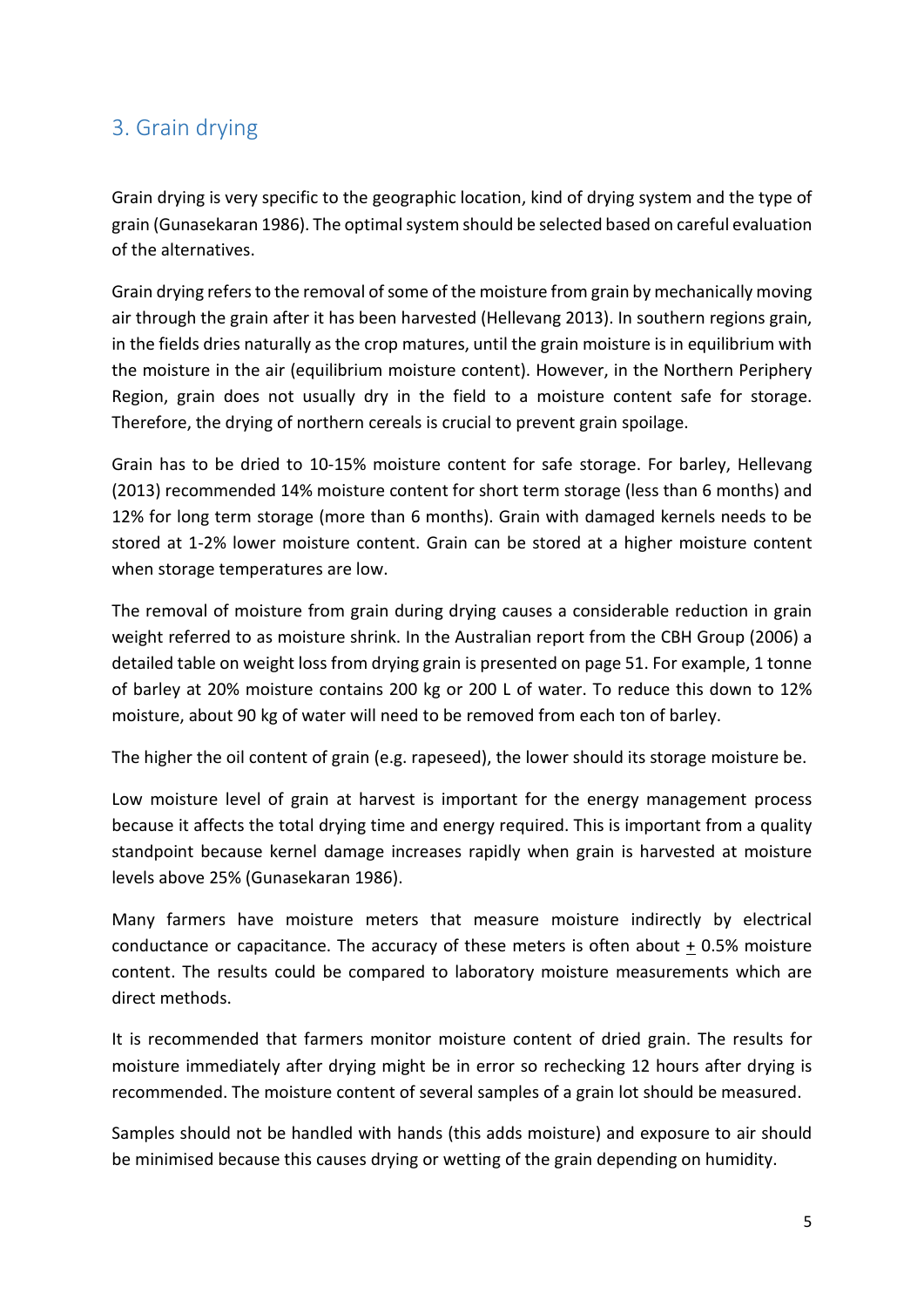## 3. Grain drying

Grain drying is very specific to the geographic location, kind of drying system and the type of grain (Gunasekaran 1986). The optimal system should be selected based on careful evaluation of the alternatives.

Grain drying refers to the removal of some of the moisture from grain by mechanically moving air through the grain after it has been harvested (Hellevang 2013). In southern regions grain, in the fields dries naturally as the crop matures, until the grain moisture is in equilibrium with the moisture in the air (equilibrium moisture content). However, in the Northern Periphery Region, grain does not usually dry in the field to a moisture content safe for storage. Therefore, the drying of northern cereals is crucial to prevent grain spoilage.

Grain has to be dried to 10-15% moisture content for safe storage. For barley, Hellevang (2013) recommended 14% moisture content for short term storage (less than 6 months) and 12% for long term storage (more than 6 months). Grain with damaged kernels needs to be stored at 1-2% lower moisture content. Grain can be stored at a higher moisture content when storage temperatures are low.

The removal of moisture from grain during drying causes a considerable reduction in grain weight referred to as moisture shrink. In the Australian report from the CBH Group (2006) a detailed table on weight loss from drying grain is presented on page 51. For example, 1 tonne of barley at 20% moisture contains 200 kg or 200 L of water. To reduce this down to 12% moisture, about 90 kg of water will need to be removed from each ton of barley.

The higher the oil content of grain (e.g. rapeseed), the lower should its storage moisture be.

Low moisture level of grain at harvest is important for the energy management process because it affects the total drying time and energy required. This is important from a quality standpoint because kernel damage increases rapidly when grain is harvested at moisture levels above 25% (Gunasekaran 1986).

Many farmers have moisture meters that measure moisture indirectly by electrical conductance or capacitance. The accuracy of these meters is often about ± 0.5% moisture content. The results could be compared to laboratory moisture measurements which are direct methods.

It is recommended that farmers monitor moisture content of dried grain. The results for moisture immediately after drying might be in error so rechecking 12 hours after drying is recommended. The moisture content of several samples of a grain lot should be measured.

Samples should not be handled with hands (this adds moisture) and exposure to air should be minimised because this causes drying or wetting of the grain depending on humidity.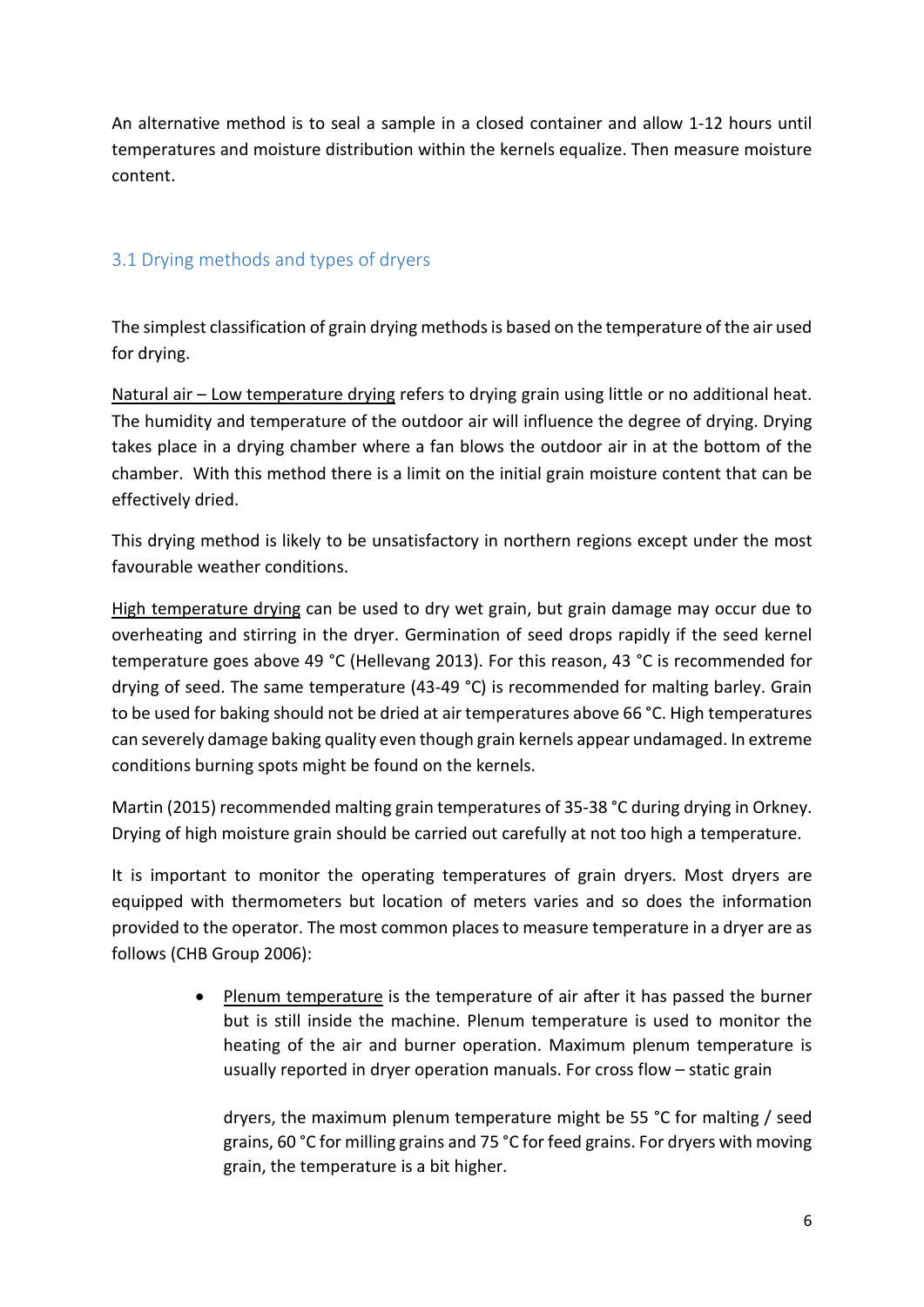An alternative method is to seal a sample in a closed container and allow 1-12 hours until temperatures and moisture distribution within the kernels equalize. Then measure moisture content.

## 3.1 Drying methods and types of dryers

The simplest classification of grain drying methods is based on the temperature of the air used for drying.

Natural air – Low temperature drying refers to drying grain using little or no additional heat. The humidity and temperature of the outdoor air will influence the degree of drying. Drying takes place in a drying chamber where a fan blows the outdoor air in at the bottom of the chamber. With this method there is a limit on the initial grain moisture content that can be effectively dried.

This drying method is likely to be unsatisfactory in northern regions except under the most favourable weather conditions.

High temperature drying can be used to dry wet grain, but grain damage may occur due to overheating and stirring in the dryer. Germination of seed drops rapidly if the seed kernel temperature goes above 49 °C (Hellevang 2013). For this reason, 43 °C is recommended for drying of seed. The same temperature (43-49 °C) is recommended for malting barley. Grain to be used for baking should not be dried at air temperatures above 66 °C. High temperatures can severely damage baking quality even though grain kernels appear undamaged. In extreme conditions burning spots might be found on the kernels.

Martin (2015) recommended malting grain temperatures of 35-38 °C during drying in Orkney. Drying of high moisture grain should be carried out carefully at not too high a temperature.

It is important to monitor the operating temperatures of grain dryers. Most dryers are equipped with thermometers but location of meters varies and so does the information provided to the operator. The most common places to measure temperature in a dryer are as follows (CHB Group 2006):

- Plenum temperature is the temperature of air after it has passed the burner but is still inside the machine. Plenum temperature is used to monitor the heating of the air and burner operation. Maximum plenum temperature is usually reported in dryer operation manuals. For cross flow – static grain dryers, the maximum plenum temperature might be 55 °C for malting / seed grains, 60 °C for milling grains and 75 °C for feed grains. For dryers with moving grain, the temperature is a bit higher.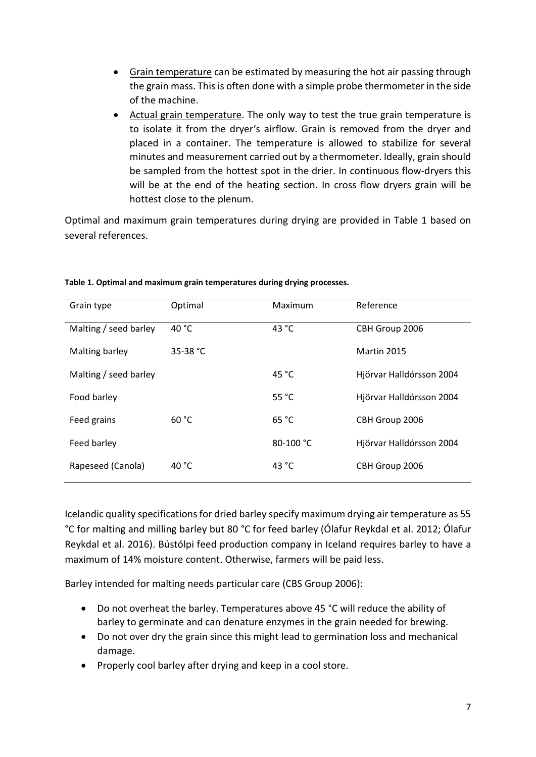- Grain temperature can be estimated by measuring the hot air passing through the grain mass. This is often done with a simple probe thermometer in the side of the machine.
- Actual grain temperature. The only way to test the true grain temperature is to isolate it from the dryer's airflow. Grain is removed from the dryer and placed in a container. The temperature is allowed to stabilize for several minutes and measurement carried out by a thermometer. Ideally, grain should be sampled from the hottest spot in the drier. In continuous flow-dryers this will be at the end of the heating section. In cross flow dryers grain will be hottest close to the plenum.

Optimal and maximum grain temperatures during drying are provided in Table 1 based on several references.

**Table 1. Optimal and maximum grain temperatures during drying processes.**

| Grain type | Optimal | Maximum | Reference |
| --- | --- | --- | --- |
| Malting / seed barley | 40 °C | 43 °C | CBH Group 2006 |
| Malting barley | 35-38 °C | | Martin 2015 |
| Malting / seed barley | | 45 °C | Hjörvar Halldórsson 2004 |
| Food barley | | 55 °C | Hjörvar Halldórsson 2004 |
| Feed grains | 60 °C | 65 °C | CBH Group 2006 |
| Feed barley | | 80-100 °C | Hjörvar Halldórsson 2004 |
| Rapeseed (Canola) | 40 °C | 43 °C | CBH Group 2006 |

Icelandic quality specifications for dried barley specify maximum drying air temperature as 55 °C for malting and milling barley but 80 °C for feed barley (Ólafur Reykdal et al. 2012; Ólafur Reykdal et al. 2016). Bústólpi feed production company in Iceland requires barley to have a maximum of 14% moisture content. Otherwise, farmers will be paid less.

Barley intended for malting needs particular care (CBS Group 2006):

- Do not overheat the barley. Temperatures above 45 °C will reduce the ability of barley to germinate and can denature enzymes in the grain needed for brewing.
- Do not over dry the grain since this might lead to germination loss and mechanical damage.
- Properly cool barley after drying and keep in a cool store.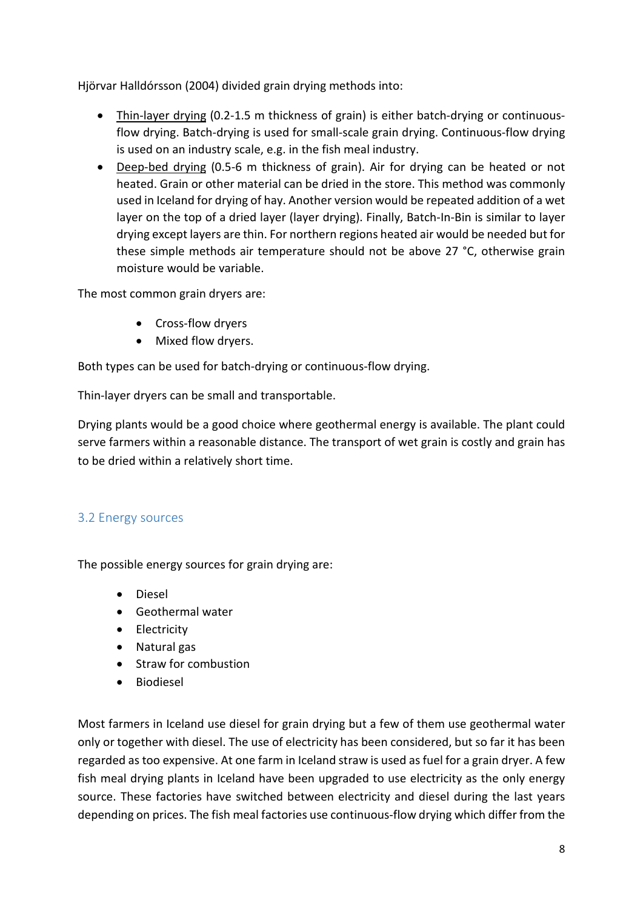Hjörvar Halldórsson (2004) divided grain drying methods into:

- Thin-layer drying (0.2-1.5 m thickness of grain) is either batch-drying or continuous-flow drying. Batch-drying is used for small-scale grain drying. Continuous-flow drying is used on an industry scale, e.g. in the fish meal industry.
- Deep-bed drying (0.5-6 m thickness of grain). Air for drying can be heated or not heated. Grain or other material can be dried in the store. This method was commonly used in Iceland for drying of hay. Another version would be repeated addition of a wet layer on the top of a dried layer (layer drying). Finally, Batch-In-Bin is similar to layer drying except layers are thin. For northern regions heated air would be needed but for these simple methods air temperature should not be above 27 °C, otherwise grain moisture would be variable.

The most common grain dryers are:

- Cross-flow dryers
- Mixed flow dryers.

Both types can be used for batch-drying or continuous-flow drying.

Thin-layer dryers can be small and transportable.

Drying plants would be a good choice where geothermal energy is available. The plant could serve farmers within a reasonable distance. The transport of wet grain is costly and grain has to be dried within a relatively short time.

## 3.2 Energy sources

The possible energy sources for grain drying are:

- Diesel
- Geothermal water
- Electricity
- Natural gas
- Straw for combustion
- Biodiesel

Most farmers in Iceland use diesel for grain drying but a few of them use geothermal water only or together with diesel. The use of electricity has been considered, but so far it has been regarded as too expensive. At one farm in Iceland straw is used as fuel for a grain dryer. A few fish meal drying plants in Iceland have been upgraded to use electricity as the only energy source. These factories have switched between electricity and diesel during the last years depending on prices. The fish meal factories use continuous-flow drying which differ from the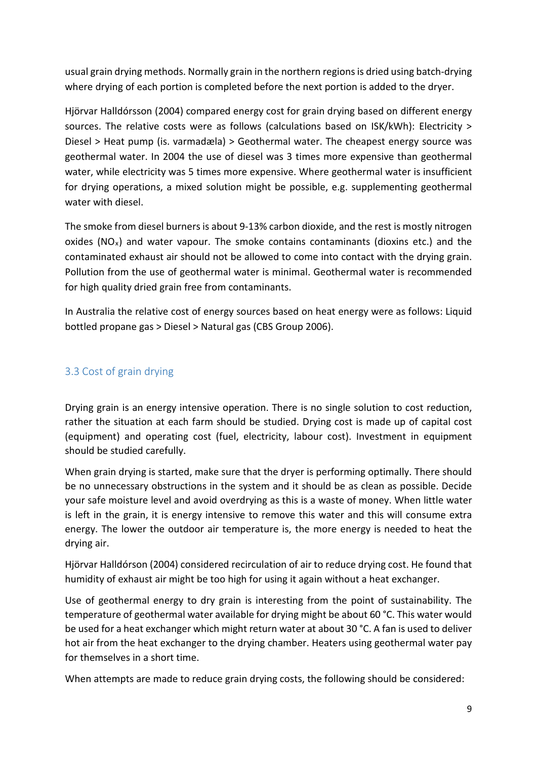usual grain drying methods. Normally grain in the northern regions is dried using batch-drying where drying of each portion is completed before the next portion is added to the dryer.

Hjörvar Halldórsson (2004) compared energy cost for grain drying based on different energy sources. The relative costs were as follows (calculations based on ISK/kWh): Electricity > Diesel > Heat pump (is. varmadæla) > Geothermal water. The cheapest energy source was geothermal water. In 2004 the use of diesel was 3 times more expensive than geothermal water, while electricity was 5 times more expensive. Where geothermal water is insufficient for drying operations, a mixed solution might be possible, e.g. supplementing geothermal water with diesel.

The smoke from diesel burners is about 9-13% carbon dioxide, and the rest is mostly nitrogen oxides ($NO_x$) and water vapour. The smoke contains contaminants (dioxins etc.) and the contaminated exhaust air should not be allowed to come into contact with the drying grain. Pollution from the use of geothermal water is minimal. Geothermal water is recommended for high quality dried grain free from contaminants.

In Australia the relative cost of energy sources based on heat energy were as follows: Liquid bottled propane gas > Diesel > Natural gas (CBS Group 2006).

## 3.3 Cost of grain drying

Drying grain is an energy intensive operation. There is no single solution to cost reduction, rather the situation at each farm should be studied. Drying cost is made up of capital cost (equipment) and operating cost (fuel, electricity, labour cost). Investment in equipment should be studied carefully.

When grain drying is started, make sure that the dryer is performing optimally. There should be no unnecessary obstructions in the system and it should be as clean as possible. Decide your safe moisture level and avoid overdrying as this is a waste of money. When little water is left in the grain, it is energy intensive to remove this water and this will consume extra energy. The lower the outdoor air temperature is, the more energy is needed to heat the drying air.

Hjörvar Halldórson (2004) considered recirculation of air to reduce drying cost. He found that humidity of exhaust air might be too high for using it again without a heat exchanger.

Use of geothermal energy to dry grain is interesting from the point of sustainability. The temperature of geothermal water available for drying might be about 60 °C. This water would be used for a heat exchanger which might return water at about 30 °C. A fan is used to deliver hot air from the heat exchanger to the drying chamber. Heaters using geothermal water pay for themselves in a short time.

When attempts are made to reduce grain drying costs, the following should be considered: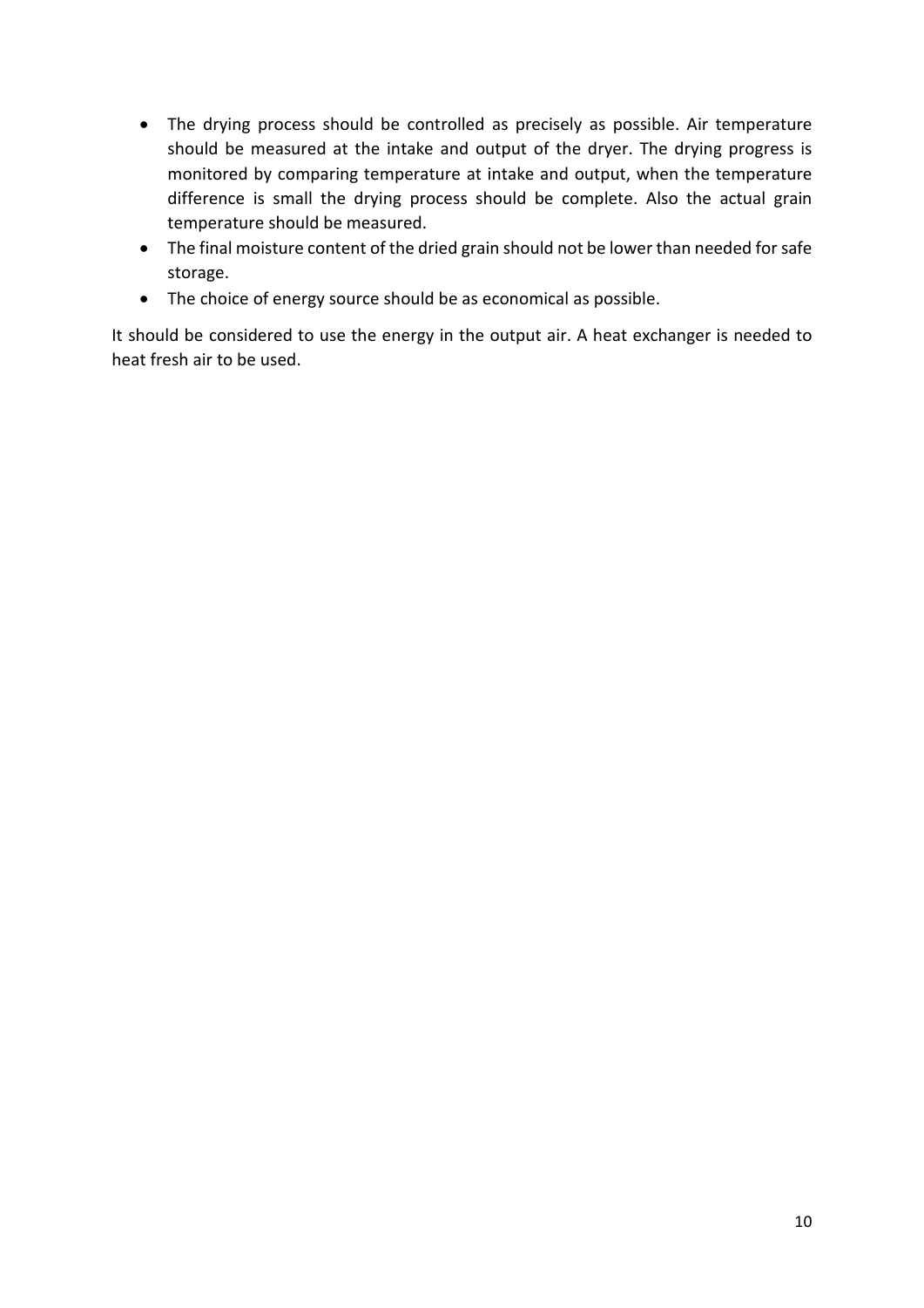- The drying process should be controlled as precisely as possible. Air temperature should be measured at the intake and output of the dryer. The drying progress is monitored by comparing temperature at intake and output, when the temperature difference is small the drying process should be complete. Also the actual grain temperature should be measured.
- The final moisture content of the dried grain should not be lower than needed for safe storage.
- The choice of energy source should be as economical as possible.

It should be considered to use the energy in the output air. A heat exchanger is needed to heat fresh air to be used.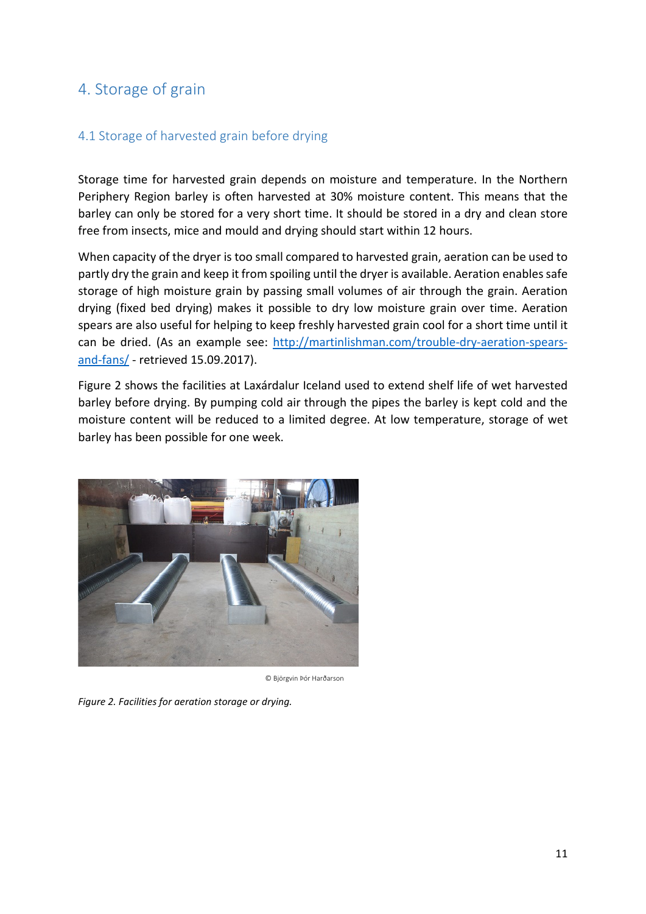# 4. Storage of grain

## 4.1 Storage of harvested grain before drying

Storage time for harvested grain depends on moisture and temperature. In the Northern Periphery Region barley is often harvested at 30% moisture content. This means that the barley can only be stored for a very short time. It should be stored in a dry and clean store free from insects, mice and mould and drying should start within 12 hours.

When capacity of the dryer is too small compared to harvested grain, aeration can be used to partly dry the grain and keep it from spoiling until the dryer is available. Aeration enables safe storage of high moisture grain by passing small volumes of air through the grain. Aeration drying (fixed bed drying) makes it possible to dry low moisture grain over time. Aeration spears are also useful for helping to keep freshly harvested grain cool for a short time until it can be dried. (As an example see: [http://martinlishman.com/trouble-dry-aeration-spears-and-fans/](http://martinlishman.com/trouble-dry-aeration-spears-and-fans/) - retrieved 15.09.2017).

Figure 2 shows the facilities at Laxárdalur Iceland used to extend shelf life of wet harvested barley before drying. By pumping cold air through the pipes the barley is kept cold and the moisture content will be reduced to a limited degree. At low temperature, storage of wet barley has been possible for one week.

© Björgvin Þór Harðarson

*Figure 2. Facilities for aeration storage or drying.*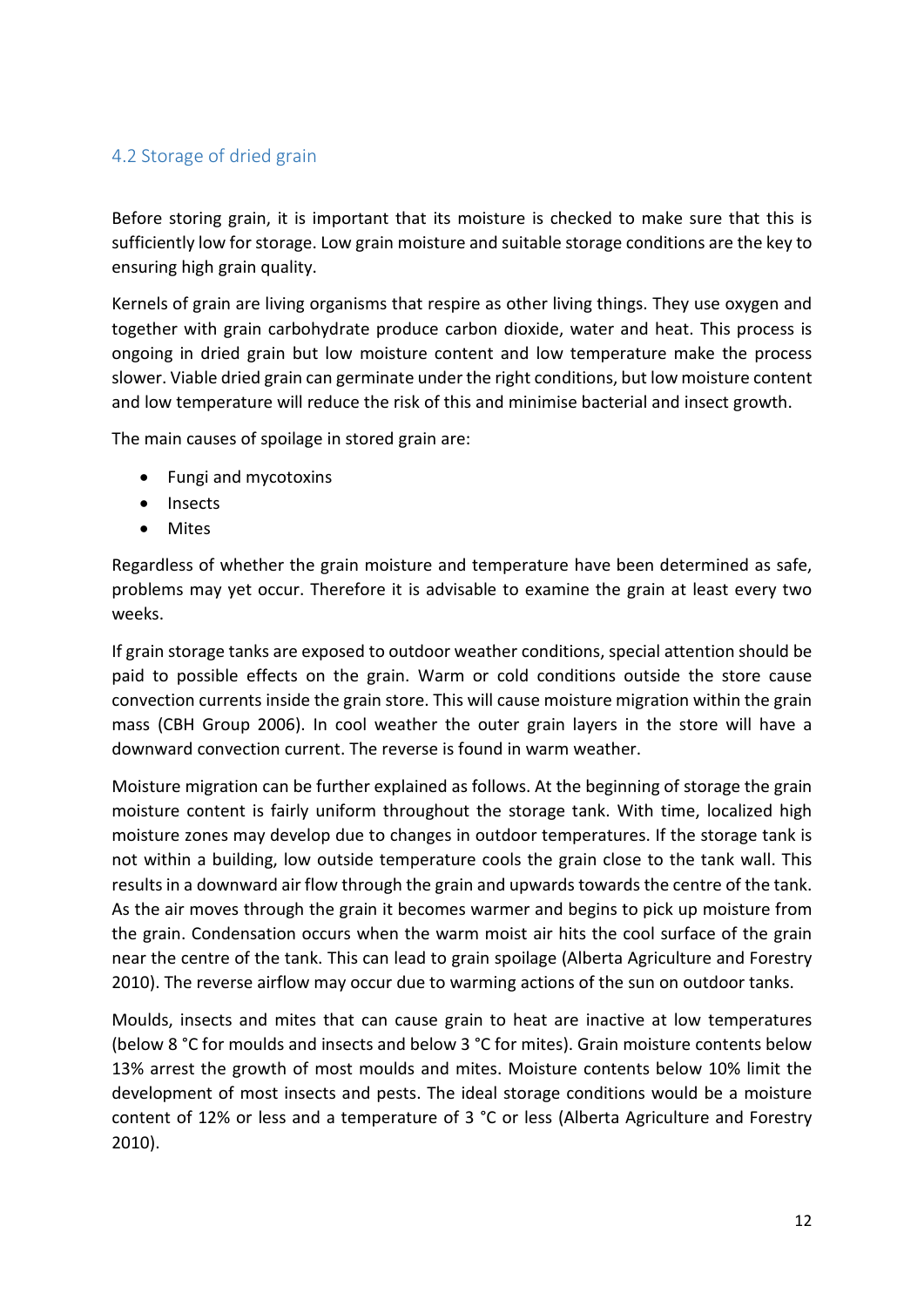## 4.2 Storage of dried grain

Before storing grain, it is important that its moisture is checked to make sure that this is sufficiently low for storage. Low grain moisture and suitable storage conditions are the key to ensuring high grain quality.

Kernels of grain are living organisms that respire as other living things. They use oxygen and together with grain carbohydrate produce carbon dioxide, water and heat. This process is ongoing in dried grain but low moisture content and low temperature make the process slower. Viable dried grain can germinate under the right conditions, but low moisture content and low temperature will reduce the risk of this and minimise bacterial and insect growth.

The main causes of spoilage in stored grain are:

- Fungi and mycotoxins
- Insects
- Mites

Regardless of whether the grain moisture and temperature have been determined as safe, problems may yet occur. Therefore it is advisable to examine the grain at least every two weeks.

If grain storage tanks are exposed to outdoor weather conditions, special attention should be paid to possible effects on the grain. Warm or cold conditions outside the store cause convection currents inside the grain store. This will cause moisture migration within the grain mass (CBH Group 2006). In cool weather the outer grain layers in the store will have a downward convection current. The reverse is found in warm weather.

Moisture migration can be further explained as follows. At the beginning of storage the grain moisture content is fairly uniform throughout the storage tank. With time, localized high moisture zones may develop due to changes in outdoor temperatures. If the storage tank is not within a building, low outside temperature cools the grain close to the tank wall. This results in a downward air flow through the grain and upwards towards the centre of the tank. As the air moves through the grain it becomes warmer and begins to pick up moisture from the grain. Condensation occurs when the warm moist air hits the cool surface of the grain near the centre of the tank. This can lead to grain spoilage (Alberta Agriculture and Forestry 2010). The reverse airflow may occur due to warming actions of the sun on outdoor tanks.

Moulds, insects and mites that can cause grain to heat are inactive at low temperatures (below 8 °C for moulds and insects and below 3 °C for mites). Grain moisture contents below 13% arrest the growth of most moulds and mites. Moisture contents below 10% limit the development of most insects and pests. The ideal storage conditions would be a moisture content of 12% or less and a temperature of 3 °C or less (Alberta Agriculture and Forestry 2010).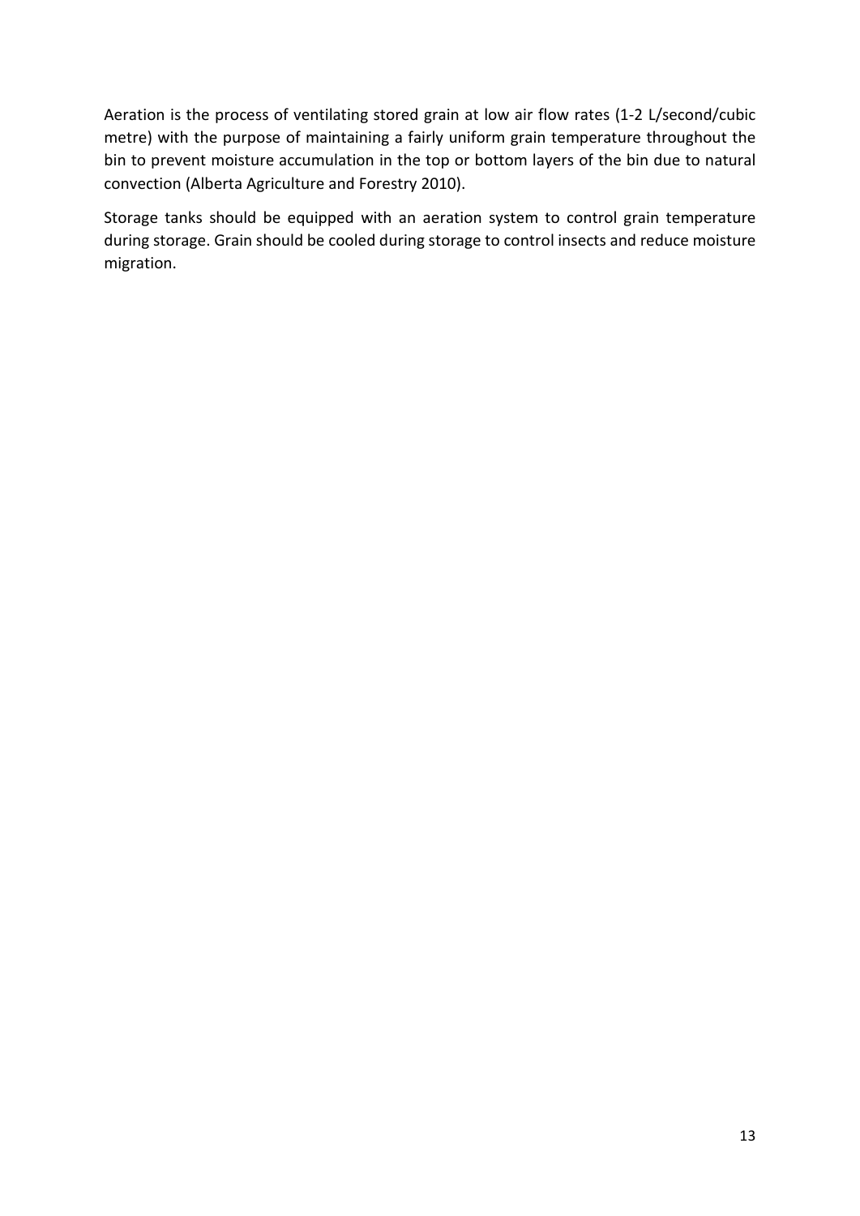Aeration is the process of ventilating stored grain at low air flow rates (1-2 L/second/cubic metre) with the purpose of maintaining a fairly uniform grain temperature throughout the bin to prevent moisture accumulation in the top or bottom layers of the bin due to natural convection (Alberta Agriculture and Forestry 2010).

Storage tanks should be equipped with an aeration system to control grain temperature during storage. Grain should be cooled during storage to control insects and reduce moisture migration.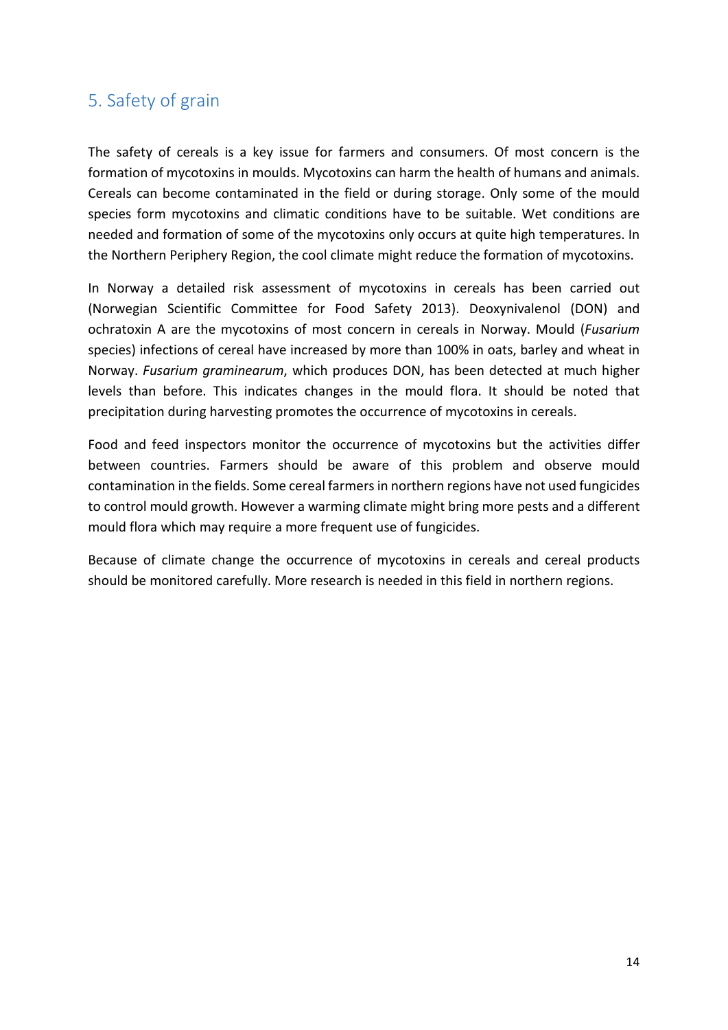## 5. Safety of grain

The safety of cereals is a key issue for farmers and consumers. Of most concern is the formation of mycotoxins in moulds. Mycotoxins can harm the health of humans and animals. Cereals can become contaminated in the field or during storage. Only some of the mould species form mycotoxins and climatic conditions have to be suitable. Wet conditions are needed and formation of some of the mycotoxins only occurs at quite high temperatures. In the Northern Periphery Region, the cool climate might reduce the formation of mycotoxins.

In Norway a detailed risk assessment of mycotoxins in cereals has been carried out (Norwegian Scientific Committee for Food Safety 2013). Deoxynivalenol (DON) and ochratoxin A are the mycotoxins of most concern in cereals in Norway. Mould (*Fusarium* species) infections of cereal have increased by more than 100% in oats, barley and wheat in Norway. *Fusarium graminearum*, which produces DON, has been detected at much higher levels than before. This indicates changes in the mould flora. It should be noted that precipitation during harvesting promotes the occurrence of mycotoxins in cereals.

Food and feed inspectors monitor the occurrence of mycotoxins but the activities differ between countries. Farmers should be aware of this problem and observe mould contamination in the fields. Some cereal farmers in northern regions have not used fungicides to control mould growth. However a warming climate might bring more pests and a different mould flora which may require a more frequent use of fungicides.

Because of climate change the occurrence of mycotoxins in cereals and cereal products should be monitored carefully. More research is needed in this field in northern regions.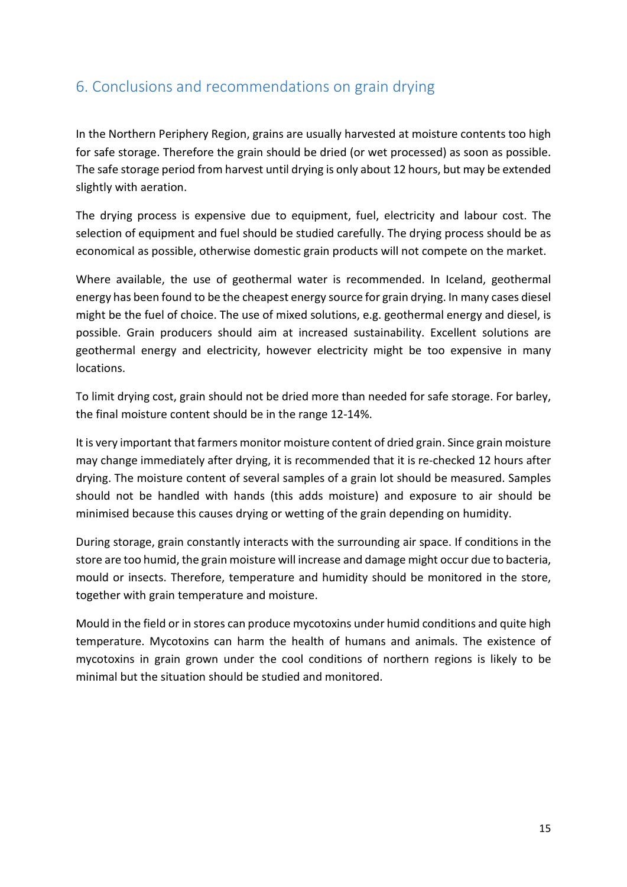## 6. Conclusions and recommendations on grain drying

In the Northern Periphery Region, grains are usually harvested at moisture contents too high for safe storage. Therefore the grain should be dried (or wet processed) as soon as possible. The safe storage period from harvest until drying is only about 12 hours, but may be extended slightly with aeration.

The drying process is expensive due to equipment, fuel, electricity and labour cost. The selection of equipment and fuel should be studied carefully. The drying process should be as economical as possible, otherwise domestic grain products will not compete on the market.

Where available, the use of geothermal water is recommended. In Iceland, geothermal energy has been found to be the cheapest energy source for grain drying. In many cases diesel might be the fuel of choice. The use of mixed solutions, e.g. geothermal energy and diesel, is possible. Grain producers should aim at increased sustainability. Excellent solutions are geothermal energy and electricity, however electricity might be too expensive in many locations.

To limit drying cost, grain should not be dried more than needed for safe storage. For barley, the final moisture content should be in the range 12-14%.

It is very important that farmers monitor moisture content of dried grain. Since grain moisture may change immediately after drying, it is recommended that it is re-checked 12 hours after drying. The moisture content of several samples of a grain lot should be measured. Samples should not be handled with hands (this adds moisture) and exposure to air should be minimised because this causes drying or wetting of the grain depending on humidity.

During storage, grain constantly interacts with the surrounding air space. If conditions in the store are too humid, the grain moisture will increase and damage might occur due to bacteria, mould or insects. Therefore, temperature and humidity should be monitored in the store, together with grain temperature and moisture.

Mould in the field or in stores can produce mycotoxins under humid conditions and quite high temperature. Mycotoxins can harm the health of humans and animals. The existence of mycotoxins in grain grown under the cool conditions of northern regions is likely to be minimal but the situation should be studied and monitored.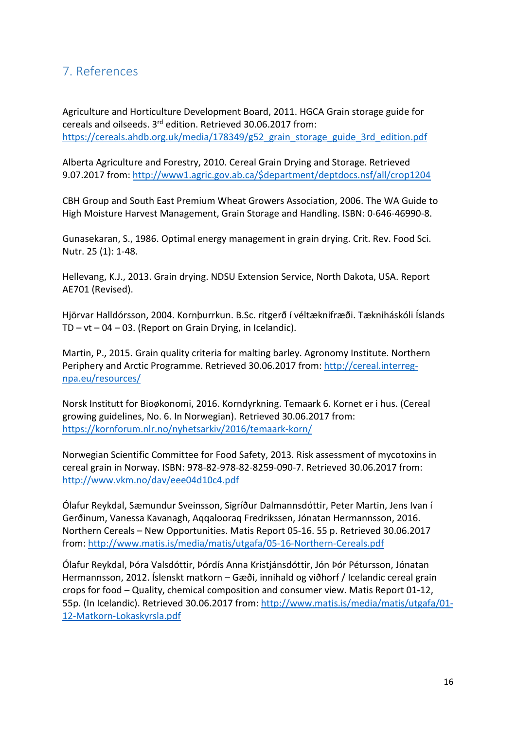## 7. References

Agriculture and Horticulture Development Board, 2011. HGCA Grain storage guide for cereals and oilseeds. 3rd edition. Retrieved 30.06.2017 from: https://cereals.ahdb.org.uk/media/178349/g52_grain_storage_guide_3rd_edition.pdf

Alberta Agriculture and Forestry, 2010. Cereal Grain Drying and Storage. Retrieved 9.07.2017 from: http://www1.agric.gov.ab.ca/$department/deptdocs.nsf/all/crop1204

CBH Group and South East Premium Wheat Growers Association, 2006. The WA Guide to High Moisture Harvest Management, Grain Storage and Handling. ISBN: 0-646-46990-8.

Gunasekaran, S., 1986. Optimal energy management in grain drying. Crit. Rev. Food Sci. Nutr. 25 (1): 1-48.

Hellevang, K.J., 2013. Grain drying. NDSU Extension Service, North Dakota, USA. Report AE701 (Revised).

Hjörvar Halldórsson, 2004. Kornþurrkun. B.Sc. ritgerð í véltæknifræði. Tækniháskóli Íslands TD – vt – 04 – 03. (Report on Grain Drying, in Icelandic).

Martin, P., 2015. Grain quality criteria for malting barley. Agronomy Institute. Northern Periphery and Arctic Programme. Retrieved 30.06.2017 from: http://cereal.interreg-npa.eu/resources/

Norsk Institutt for Bioøkonomi, 2016. Korndyrkning. Temaark 6. Kornet er i hus. (Cereal growing guidelines, No. 6. In Norwegian). Retrieved 30.06.2017 from: https://kornforum.nlr.no/nyhetsarkiv/2016/temaark-korn/

Norwegian Scientific Committee for Food Safety, 2013. Risk assessment of mycotoxins in cereal grain in Norway. ISBN: 978-82-978-82-8259-090-7. Retrieved 30.06.2017 from: http://www.vkm.no/dav/eee04d10c4.pdf

Ólafur Reykdal, Sæmundur Sveinsson, Sigríður Dalmannsdóttir, Peter Martin, Jens Ivan í Gerðinum, Vanessa Kavanagh, Aqqalooraq Fredrikssen, Jónatan Hermannsson, 2016. Northern Cereals – New Opportunities. Matis Report 05-16. 55 p. Retrieved 30.06.2017 from: http://www.matis.is/media/matis/utgafa/05-16-Northern-Cereals.pdf

Ólafur Reykdal, Þóra Valsdóttir, Þórdís Anna Kristjánsdóttir, Jón Þór Pétursson, Jónatan Hermannsson, 2012. Íslenskt matkorn – Gæði, innihald og viðhorf / Icelandic cereal grain crops for food – Quality, chemical composition and consumer view. Matis Report 01-12, 55p. (In Icelandic). Retrieved 30.06.2017 from: http://www.matis.is/media/matis/utgafa/01-12-Matkorn-Lokaskyrsla.pdf